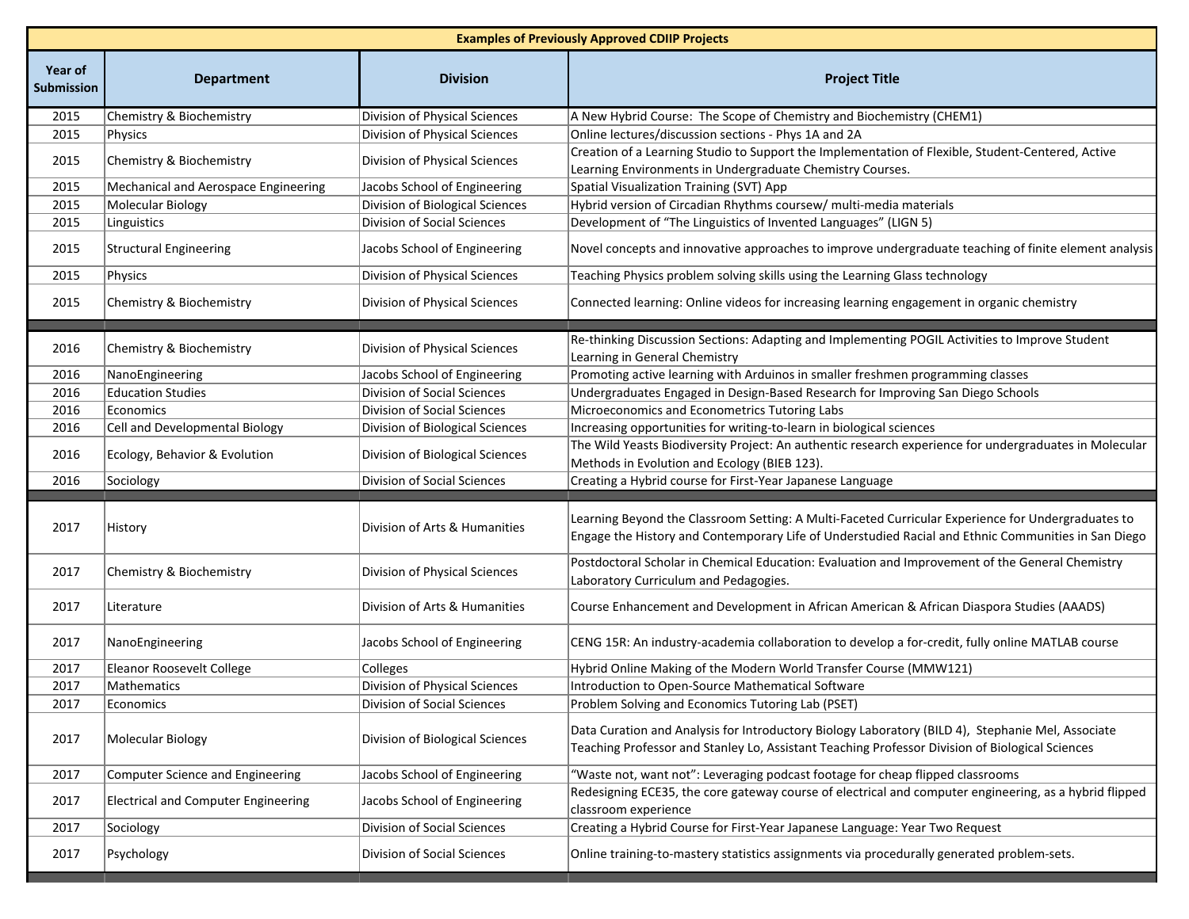| Examples of Previously Approved CDIIP Projects | | | |
|---|---|---|---|
| **Year of Submission** | **Department** | **Division** | **Project Title** |
| 2015 | Chemistry & Biochemistry | Division of Physical Sciences | A New Hybrid Course: The Scope of Chemistry and Biochemistry (CHEM1) |
| 2015 | Physics | Division of Physical Sciences | Online lectures/discussion sections - Phys 1A and 2A |
| 2015 | Chemistry & Biochemistry | Division of Physical Sciences | Creation of a Learning Studio to Support the Implementation of Flexible, Student-Centered, Active Learning Environments in Undergraduate Chemistry Courses. |
| 2015 | Mechanical and Aerospace Engineering | Jacobs School of Engineering | Spatial Visualization Training (SVT) App |
| 2015 | Molecular Biology | Division of Biological Sciences | Hybrid version of Circadian Rhythms coursew/ multi-media materials |
| 2015 | Linguistics | Division of Social Sciences | Development of "The Linguistics of Invented Languages" (LIGN 5) |
| 2015 | Structural Engineering | Jacobs School of Engineering | Novel concepts and innovative approaches to improve undergraduate teaching of finite element analysis |
| 2015 | Physics | Division of Physical Sciences | Teaching Physics problem solving skills using the Learning Glass technology |
| 2015 | Chemistry & Biochemistry | Division of Physical Sciences | Connected learning: Online videos for increasing learning engagement in organic chemistry |
| | | | |
| 2016 | Chemistry & Biochemistry | Division of Physical Sciences | Re-thinking Discussion Sections: Adapting and Implementing POGIL Activities to Improve Student Learning in General Chemistry |
| 2016 | NanoEngineering | Jacobs School of Engineering | Promoting active learning with Arduinos in smaller freshmen programming classes |
| 2016 | Education Studies | Division of Social Sciences | Undergraduates Engaged in Design-Based Research for Improving San Diego Schools |
| 2016 | Economics | Division of Social Sciences | Microeconomics and Econometrics Tutoring Labs |
| 2016 | Cell and Developmental Biology | Division of Biological Sciences | Increasing opportunities for writing-to-learn in biological sciences |
| 2016 | Ecology, Behavior & Evolution | Division of Biological Sciences | The Wild Yeasts Biodiversity Project: An authentic research experience for undergraduates in Molecular Methods in Evolution and Ecology (BIEB 123). |
| 2016 | Sociology | Division of Social Sciences | Creating a Hybrid course for First-Year Japanese Language |
| | | | |
| 2017 | History | Division of Arts & Humanities | Learning Beyond the Classroom Setting: A Multi-Faceted Curricular Experience for Undergraduates to Engage the History and Contemporary Life of Understudied Racial and Ethnic Communities in San Diego |
| 2017 | Chemistry & Biochemistry | Division of Physical Sciences | Postdoctoral Scholar in Chemical Education: Evaluation and Improvement of the General Chemistry Laboratory Curriculum and Pedagogies. |
| 2017 | Literature | Division of Arts & Humanities | Course Enhancement and Development in African American & African Diaspora Studies (AAADS) |
| 2017 | NanoEngineering | Jacobs School of Engineering | CENG 15R: An industry-academia collaboration to develop a for-credit, fully online MATLAB course |
| 2017 | Eleanor Roosevelt College | Colleges | Hybrid Online Making of the Modern World Transfer Course (MMW121) |
| 2017 | Mathematics | Division of Physical Sciences | Introduction to Open-Source Mathematical Software |
| 2017 | Economics | Division of Social Sciences | Problem Solving and Economics Tutoring Lab (PSET) |
| 2017 | Molecular Biology | Division of Biological Sciences | Data Curation and Analysis for Introductory Biology Laboratory (BILD 4), Stephanie Mel, Associate Teaching Professor and Stanley Lo, Assistant Teaching Professor Division of Biological Sciences |
| 2017 | Computer Science and Engineering | Jacobs School of Engineering | "Waste not, want not": Leveraging podcast footage for cheap flipped classrooms |
| 2017 | Electrical and Computer Engineering | Jacobs School of Engineering | Redesigning ECE35, the core gateway course of electrical and computer engineering, as a hybrid flipped classroom experience |
| 2017 | Sociology | Division of Social Sciences | Creating a Hybrid Course for First-Year Japanese Language: Year Two Request |
| 2017 | Psychology | Division of Social Sciences | Online training-to-mastery statistics assignments via procedurally generated problem-sets. |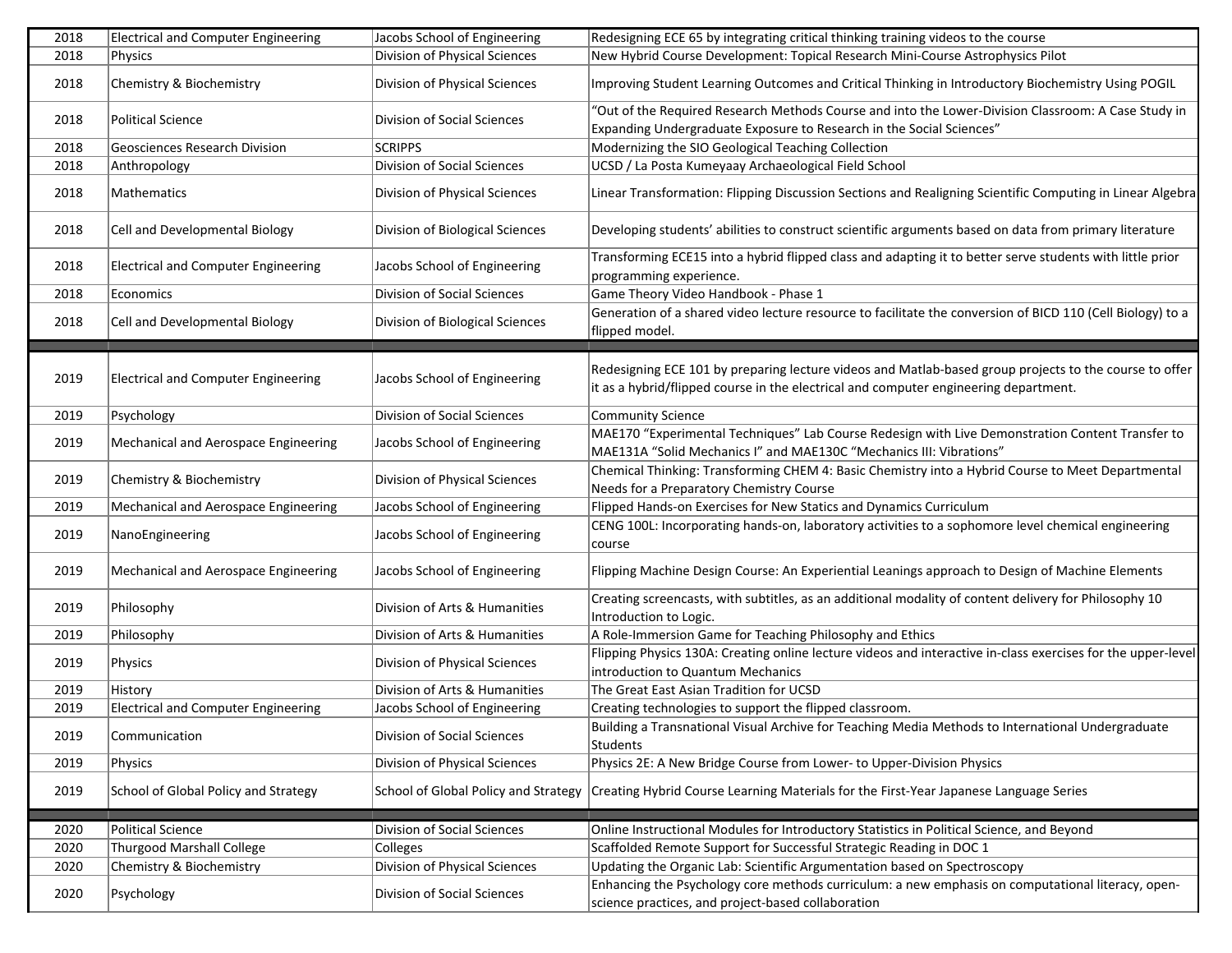| 2018 | Electrical and Computer Engineering | Jacobs School of Engineering | Redesigning ECE 65 by integrating critical thinking training videos to the course |
|---|---|---|---|
| 2018 | Physics | Division of Physical Sciences | New Hybrid Course Development: Topical Research Mini-Course Astrophysics Pilot |
| 2018 | Chemistry & Biochemistry | Division of Physical Sciences | Improving Student Learning Outcomes and Critical Thinking in Introductory Biochemistry Using POGIL |
| 2018 | Political Science | Division of Social Sciences | “Out of the Required Research Methods Course and into the Lower-Division Classroom: A Case Study in Expanding Undergraduate Exposure to Research in the Social Sciences” |
| 2018 | Geosciences Research Division | SCRIPPS | Modernizing the SIO Geological Teaching Collection |
| 2018 | Anthropology | Division of Social Sciences | UCSD / La Posta Kumeyaay Archaeological Field School |
| 2018 | Mathematics | Division of Physical Sciences | Linear Transformation: Flipping Discussion Sections and Realigning Scientific Computing in Linear Algebra |
| 2018 | Cell and Developmental Biology | Division of Biological Sciences | Developing students’ abilities to construct scientific arguments based on data from primary literature |
| 2018 | Electrical and Computer Engineering | Jacobs School of Engineering | Transforming ECE15 into a hybrid flipped class and adapting it to better serve students with little prior programming experience. |
| 2018 | Economics | Division of Social Sciences | Game Theory Video Handbook - Phase 1 |
| 2018 | Cell and Developmental Biology | Division of Biological Sciences | Generation of a shared video lecture resource to facilitate the conversion of BICD 110 (Cell Biology) to a flipped model. |
| | | | |
| 2019 | Electrical and Computer Engineering | Jacobs School of Engineering | Redesigning ECE 101 by preparing lecture videos and Matlab-based group projects to the course to offer it as a hybrid/flipped course in the electrical and computer engineering department. |
| 2019 | Psychology | Division of Social Sciences | Community Science |
| 2019 | Mechanical and Aerospace Engineering | Jacobs School of Engineering | MAE170 “Experimental Techniques” Lab Course Redesign with Live Demonstration Content Transfer to MAE131A “Solid Mechanics I” and MAE130C “Mechanics III: Vibrations” |
| 2019 | Chemistry & Biochemistry | Division of Physical Sciences | Chemical Thinking: Transforming CHEM 4: Basic Chemistry into a Hybrid Course to Meet Departmental Needs for a Preparatory Chemistry Course |
| 2019 | Mechanical and Aerospace Engineering | Jacobs School of Engineering | Flipped Hands-on Exercises for New Statics and Dynamics Curriculum |
| 2019 | NanoEngineering | Jacobs School of Engineering | CENG 100L: Incorporating hands-on, laboratory activities to a sophomore level chemical engineering course |
| 2019 | Mechanical and Aerospace Engineering | Jacobs School of Engineering | Flipping Machine Design Course: An Experiential Leanings approach to Design of Machine Elements |
| 2019 | Philosophy | Division of Arts & Humanities | Creating screencasts, with subtitles, as an additional modality of content delivery for Philosophy 10 Introduction to Logic. |
| 2019 | Philosophy | Division of Arts & Humanities | A Role-Immersion Game for Teaching Philosophy and Ethics |
| 2019 | Physics | Division of Physical Sciences | Flipping Physics 130A: Creating online lecture videos and interactive in-class exercises for the upper-level introduction to Quantum Mechanics |
| 2019 | History | Division of Arts & Humanities | The Great East Asian Tradition for UCSD |
| 2019 | Electrical and Computer Engineering | Jacobs School of Engineering | Creating technologies to support the flipped classroom. |
| 2019 | Communication | Division of Social Sciences | Building a Transnational Visual Archive for Teaching Media Methods to International Undergraduate Students |
| 2019 | Physics | Division of Physical Sciences | Physics 2E: A New Bridge Course from Lower- to Upper-Division Physics |
| 2019 | School of Global Policy and Strategy | School of Global Policy and Strategy | Creating Hybrid Course Learning Materials for the First-Year Japanese Language Series |
| | | | |
| 2020 | Political Science | Division of Social Sciences | Online Instructional Modules for Introductory Statistics in Political Science, and Beyond |
| 2020 | Thurgood Marshall College | Colleges | Scaffolded Remote Support for Successful Strategic Reading in DOC 1 |
| 2020 | Chemistry & Biochemistry | Division of Physical Sciences | Updating the Organic Lab: Scientific Argumentation based on Spectroscopy |
| 2020 | Psychology | Division of Social Sciences | Enhancing the Psychology core methods curriculum: a new emphasis on computational literacy, open-science practices, and project-based collaboration |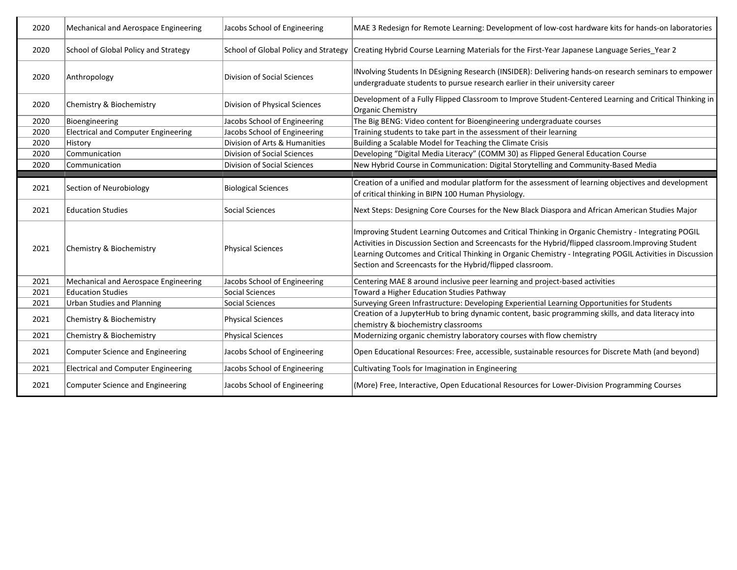| | | | |
|---|---|---|---|
| 2020 | Mechanical and Aerospace Engineering | Jacobs School of Engineering | MAE 3 Redesign for Remote Learning: Development of low-cost hardware kits for hands-on laboratories |
| 2020 | School of Global Policy and Strategy | School of Global Policy and Strategy | Creating Hybrid Course Learning Materials for the First-Year Japanese Language Series_Year 2 |
| 2020 | Anthropology | Division of Social Sciences | INvolving Students In DEsigning Research (INSIDER): Delivering hands-on research seminars to empower undergraduate students to pursue research earlier in their university career |
| 2020 | Chemistry & Biochemistry | Division of Physical Sciences | Development of a Fully Flipped Classroom to Improve Student-Centered Learning and Critical Thinking in Organic Chemistry |
| 2020 | Bioengineering | Jacobs School of Engineering | The Big BENG: Video content for Bioengineering undergraduate courses |
| 2020 | Electrical and Computer Engineering | Jacobs School of Engineering | Training students to take part in the assessment of their learning |
| 2020 | History | Division of Arts & Humanities | Building a Scalable Model for Teaching the Climate Crisis |
| 2020 | Communication | Division of Social Sciences | Developing "Digital Media Literacy" (COMM 30) as Flipped General Education Course |
| 2020 | Communication | Division of Social Sciences | New Hybrid Course in Communication: Digital Storytelling and Community-Based Media |
| | | | |
| 2021 | Section of Neurobiology | Biological Sciences | Creation of a unified and modular platform for the assessment of learning objectives and development of critical thinking in BIPN 100 Human Physiology. |
| 2021 | Education Studies | Social Sciences | Next Steps: Designing Core Courses for the New Black Diaspora and African American Studies Major |
| 2021 | Chemistry & Biochemistry | Physical Sciences | Improving Student Learning Outcomes and Critical Thinking in Organic Chemistry - Integrating POGIL Activities in Discussion Section and Screencasts for the Hybrid/flipped classroom.Improving Student Learning Outcomes and Critical Thinking in Organic Chemistry - Integrating POGIL Activities in Discussion Section and Screencasts for the Hybrid/flipped classroom. |
| 2021 | Mechanical and Aerospace Engineering | Jacobs School of Engineering | Centering MAE 8 around inclusive peer learning and project-based activities |
| 2021 | Education Studies | Social Sciences | Toward a Higher Education Studies Pathway |
| 2021 | Urban Studies and Planning | Social Sciences | Surveying Green Infrastructure: Developing Experiential Learning Opportunities for Students |
| 2021 | Chemistry & Biochemistry | Physical Sciences | Creation of a JupyterHub to bring dynamic content, basic programming skills, and data literacy into chemistry & biochemistry classrooms |
| 2021 | Chemistry & Biochemistry | Physical Sciences | Modernizing organic chemistry laboratory courses with flow chemistry |
| 2021 | Computer Science and Engineering | Jacobs School of Engineering | Open Educational Resources: Free, accessible, sustainable resources for Discrete Math (and beyond) |
| 2021 | Electrical and Computer Engineering | Jacobs School of Engineering | Cultivating Tools for Imagination in Engineering |
| 2021 | Computer Science and Engineering | Jacobs School of Engineering | (More) Free, Interactive, Open Educational Resources for Lower-Division Programming Courses |